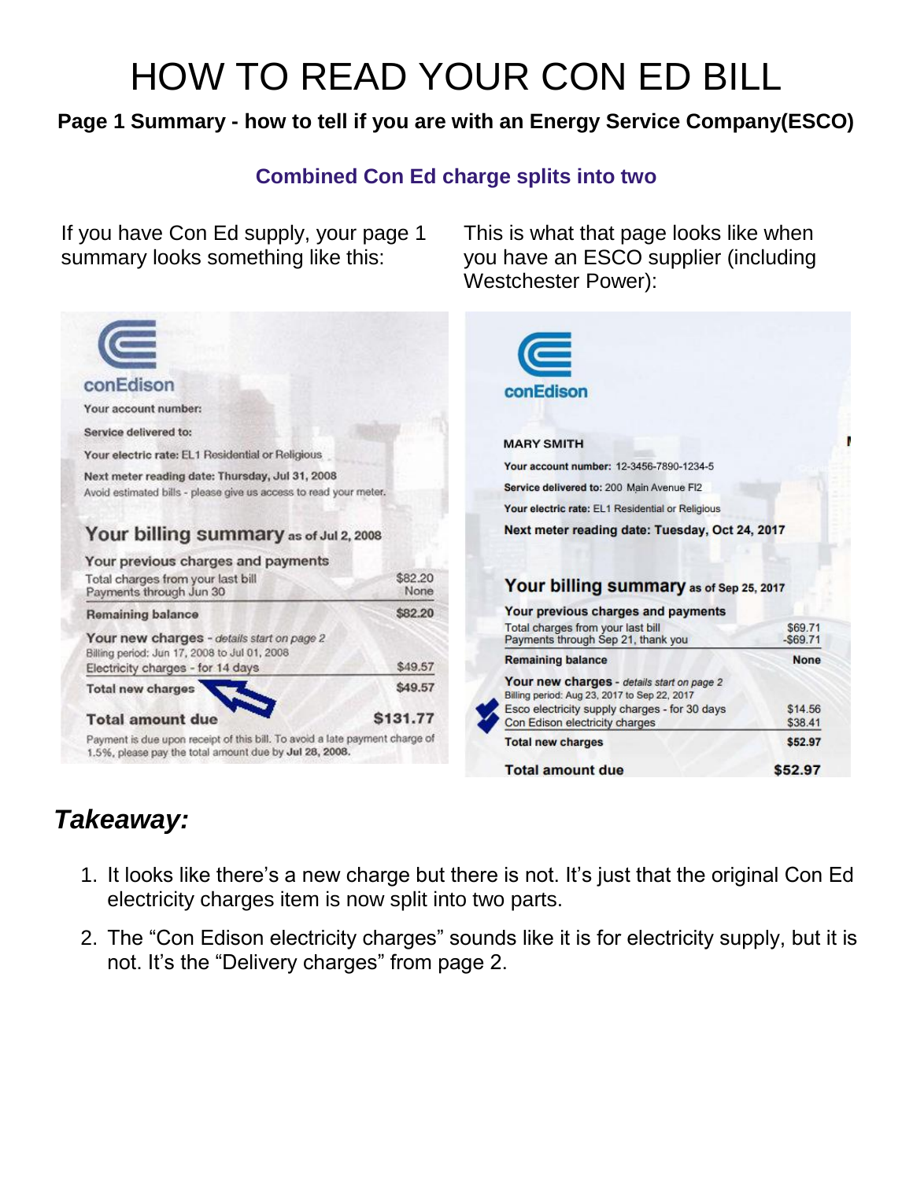# HOW TO READ YOUR CON ED BILL

**Page 1 Summary - how to tell if you are with an Energy Service Company(ESCO)**

### Combined Con Ed charge splits into two

If you have Con Ed supply, your page 1 summary looks something like this:

conEdison

Your account number:

Service delivered to:

Your electric rate: EL1 Residential or Religious

Next meter reading date: Thursday, Jul 31, 2008

Avoid estimated bills - please give us access to read your meter.

**Your billing summary** as of Jul 2, 2008

| Your previous charges and payments | |
|---|---|
| Total charges from your last bill | $82.20 |
| Payments through Jun 30 | None |
| **Remaining balance** | **$82.20** |
| **Your new charges** - *details start on page 2* | |
| Billing period: Jun 17, 2008 to Jul 01, 2008 | |
| Electricity charges - for 14 days | $49.57 |
| **Total new charges** | **$49.57** |
| **Total amount due** | **$131.77** |

Payment is due upon receipt of this bill. To avoid a late payment charge of 1.5%, please pay the total amount due by **Jul 28, 2008.**

This is what that page looks like when you have an ESCO supplier (including Westchester Power):

conEdison

MARY SMITH

**Your account number:** 12-3456-7890-1234-5

**Service delivered to:** 200 Main Avenue Fl2

**Your electric rate:** EL1 Residential or Religious

**Next meter reading date: Tuesday, Oct 24, 2017**

**Your billing summary** as of Sep 25, 2017

| Your previous charges and payments | |
|---|---|
| Total charges from your last bill | $69.71 |
| Payments through Sep 21, thank you | -$69.71 |
| **Remaining balance** | **None** |
| **Your new charges** - *details start on page 2* | |
| Billing period: Aug 23, 2017 to Sep 22, 2017 | |
| Esco electricity supply charges - for 30 days | $14.56 |
| Con Edison electricity charges | $38.41 |
| **Total new charges** | **$52.97** |
| **Total amount due** | **$52.97** |

## *Takeaway:*

1. It looks like there's a new charge but there is not. It's just that the original Con Ed electricity charges item is now split into two parts.
2. The "Con Edison electricity charges" sounds like it is for electricity supply, but it is not. It's the "Delivery charges" from page 2.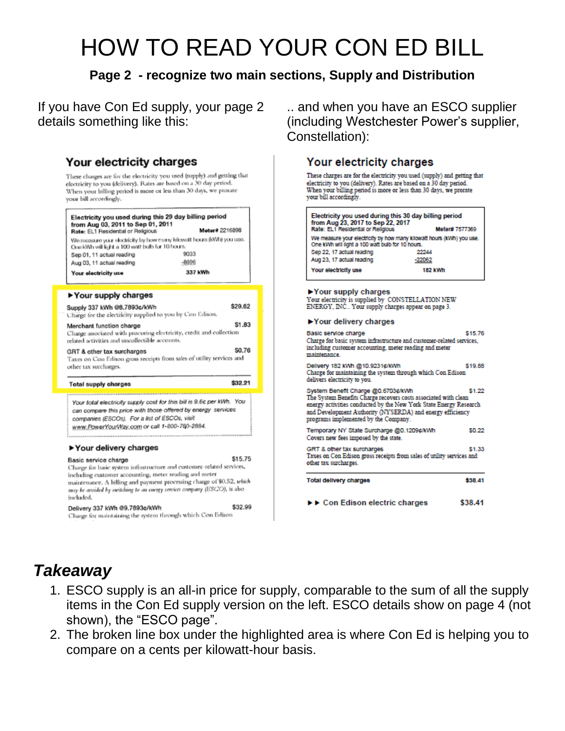# HOW TO READ YOUR CON ED BILL

**Page 2 - recognize two main sections, Supply and Distribution**

If you have Con Ed supply, your page 2 details something like this:

## Your electricity charges

These charges are for the electricity you used (supply) and getting that electricity to you (delivery). Rates are based on a 30 day period. When your billing period is more or less than 30 days, we prorate your bill accordingly.

**Electricity you used during this 29 day billing period from Aug 03, 2011 to Sep 01, 2011**
Rate: EL1 Residential or Religious — **Meter#** 2216898

We measure your electricity by how many kilowatt hours (kWh) you use. One kWh will light a 100 watt bulb for 10 hours.

| | |
|---|---|
| Sep 01, 11 actual reading | 9033 |
| Aug 03, 11 actual reading | -8696 |
| **Your electricity use** | **337 kWh** |

**▶Your supply charges**

| | |
|---|---|
| Supply 337 kWh @8.7893¢/kWh<br>Charge for the electricity supplied to you by Con Edison. | $29.62 |
| Merchant function charge<br>Charge associated with procuring electricity, credit and collection related activities and uncollectible accounts. | $1.83 |
| GRT & other tax surcharges<br>Taxes on Con Edison gross receipts from sales of utility services and other tax surcharges. | $0.76 |
| **Total supply charges** | **$32.21** |

*Your total electricity supply cost for this bill is 9.6¢ per kWh. You can compare this price with those offered by energy services companies (ESCOs). For a list of ESCOs, visit www.PowerYourWay.com or call 1-800-780-2884.*

**▶Your delivery charges**

| | |
|---|---|
| Basic service charge<br>Charge for basic system infrastructure and customer-related services, including customer accounting, meter reading and meter maintenance. *A billing and payment processing charge of $0.52, which may be avoided by switching to an energy services company (ESCO), is also* included. | $15.75 |
| Delivery 337 kWh @9.7893¢/kWh<br>Charge for maintaining the system through which Con Edison | $32.99 |

.. and when you have an ESCO supplier (including Westchester Power's supplier, Constellation):

## Your electricity charges

These charges are for the electricity you used (supply) and getting that electricity to you (delivery). Rates are based on a 30 day period. When your billing period is more or less than 30 days, we prorate your bill accordingly.

**Electricity you used during this 30 day billing period from Aug 23, 2017 to Sep 22, 2017**
Rate: EL1 Residential or Religious — **Meter#** 7577369

We measure your electricity by how many kilowatt hours (kWh) you use. One kWh will light a 100 watt bulb for 10 hours.

| | |
|---|---|
| Sep 22, 17 actual reading | 22244 |
| Aug 23, 17 actual reading | -22062 |
| **Your electricity use** | **182 kWh** |

**▶Your supply charges**

Your electricity is supplied by CONSTELLATION NEW ENERGY, INC.. Your supply charges appear on page 3.

**▶Your delivery charges**

| | |
|---|---|
| Basic service charge<br>Charge for basic system infrastructure and customer-related services, including customer accounting, meter reading and meter maintenance. | $15.76 |
| Delivery 182 kWh @10.9231¢/kWh<br>Charge for maintaining the system through which Con Edison delivers electricity to you. | $19.88 |
| System Benefit Charge @0.6703¢/kWh<br>The System Benefits Charge recovers costs associated with clean energy activities conducted by the New York State Energy Research and Development Authority (NYSERDA) and energy efficiency programs implemented by the Company. | $1.22 |
| Temporary NY State Surcharge @0.1209¢/kWh<br>Covers new fees imposed by the state. | $0.22 |
| GRT & other tax surcharges<br>Taxes on Con Edison gross receipts from sales of utility services and other tax surcharges. | $1.33 |
| **Total delivery charges** | **$38.41** |

**▶▶ Con Edison electric charges — $38.41**

## *Takeaway*

1. ESCO supply is an all-in price for supply, comparable to the sum of all the supply items in the Con Ed supply version on the left. ESCO details show on page 4 (not shown), the "ESCO page".
2. The broken line box under the highlighted area is where Con Ed is helping you to compare on a cents per kilowatt-hour basis.